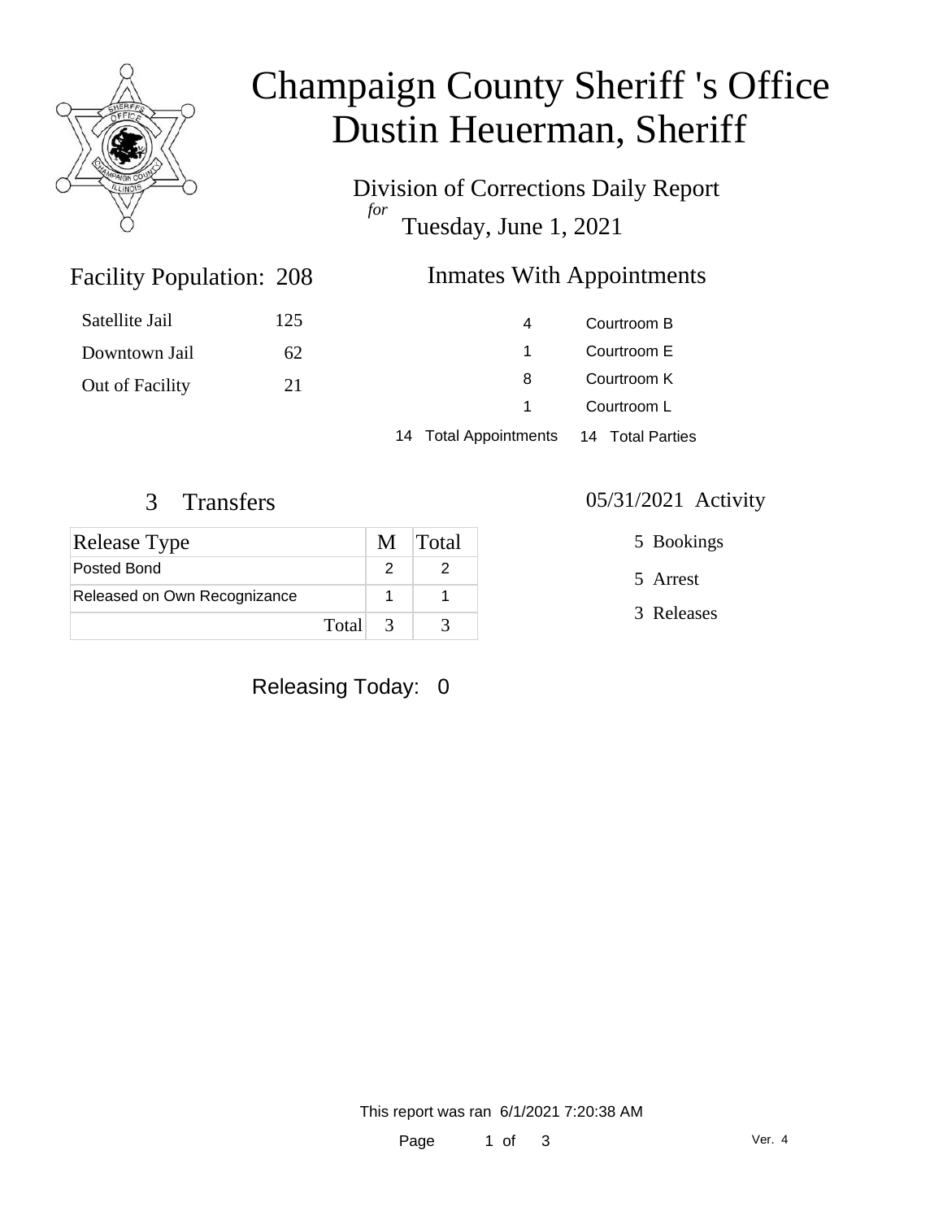# Champaign County Sheriff 's Office
# Dustin Heuerman, Sheriff

Division of Corrections Daily Report
*for*
Tuesday, June 1, 2021

## Facility Population: 208

| | |
|---|---|
| Satellite Jail | 125 |
| Downtown Jail | 62 |
| Out of Facility | 21 |

## Inmates With Appointments

| | |
|---|---|
| 4 | Courtroom B |
| 1 | Courtroom E |
| 8 | Courtroom K |
| 1 | Courtroom L |
| 14 Total Appointments | 14 Total Parties |

## 3 Transfers

| Release Type | M | Total |
|---|---|---|
| Posted Bond | 2 | 2 |
| Released on Own Recognizance | 1 | 1 |
| Total | 3 | 3 |

## 05/31/2021 Activity

5 Bookings

5 Arrest

3 Releases

Releasing Today: 0

This report was ran 6/1/2021 7:20:38 AM

Ver. 4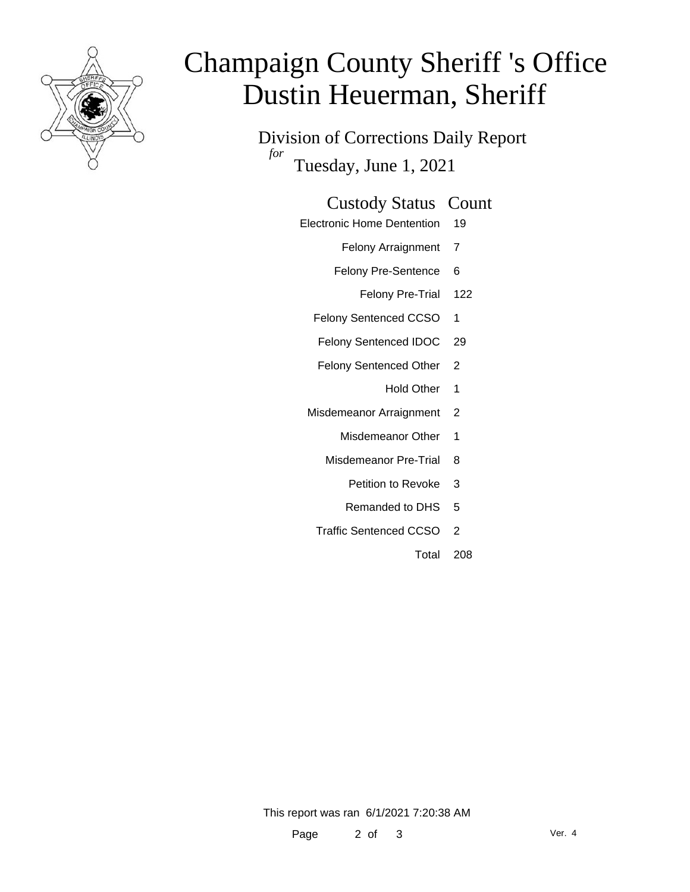# Champaign County Sheriff 's Office
# Dustin Heuerman, Sheriff

Division of Corrections Daily Report

*for*

Tuesday, June 1, 2021

| Custody Status | Count |
|---|---|
| Electronic Home Dentention | 19 |
| Felony Arraignment | 7 |
| Felony Pre-Sentence | 6 |
| Felony Pre-Trial | 122 |
| Felony Sentenced CCSO | 1 |
| Felony Sentenced IDOC | 29 |
| Felony Sentenced Other | 2 |
| Hold Other | 1 |
| Misdemeanor Arraignment | 2 |
| Misdemeanor Other | 1 |
| Misdemeanor Pre-Trial | 8 |
| Petition to Revoke | 3 |
| Remanded to DHS | 5 |
| Traffic Sentenced CCSO | 2 |
| Total | 208 |

This report was ran 6/1/2021 7:20:38 AM

Ver. 4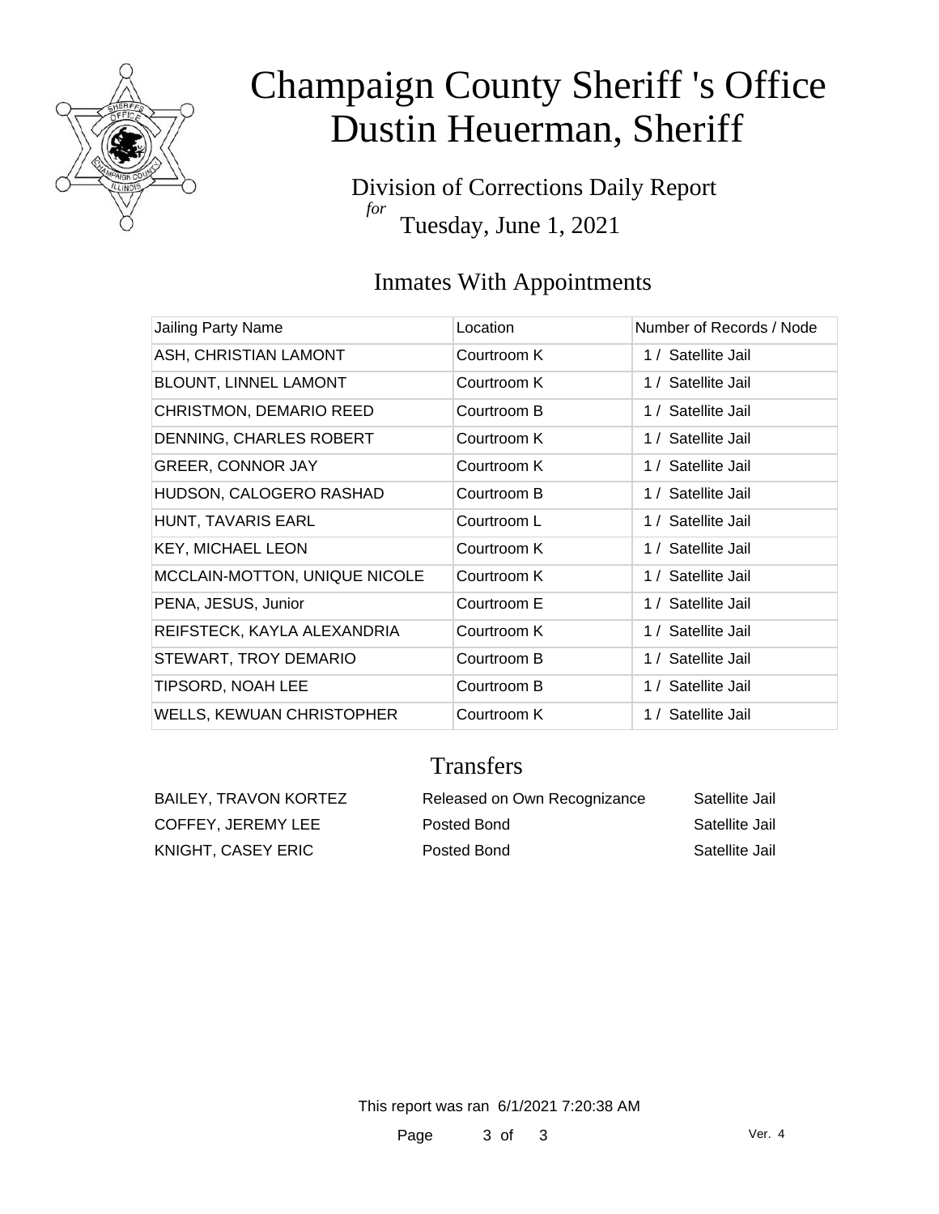# Champaign County Sheriff 's Office
# Dustin Heuerman, Sheriff

Division of Corrections Daily Report
*for*
Tuesday, June 1, 2021

## Inmates With Appointments

| Jailing Party Name | Location | Number of Records / Node |
|---|---|---|
| ASH, CHRISTIAN LAMONT | Courtroom K | 1 / Satellite Jail |
| BLOUNT, LINNEL LAMONT | Courtroom K | 1 / Satellite Jail |
| CHRISTMON, DEMARIO REED | Courtroom B | 1 / Satellite Jail |
| DENNING, CHARLES ROBERT | Courtroom K | 1 / Satellite Jail |
| GREER, CONNOR JAY | Courtroom K | 1 / Satellite Jail |
| HUDSON, CALOGERO RASHAD | Courtroom B | 1 / Satellite Jail |
| HUNT, TAVARIS EARL | Courtroom L | 1 / Satellite Jail |
| KEY, MICHAEL LEON | Courtroom K | 1 / Satellite Jail |
| MCCLAIN-MOTTON, UNIQUE NICOLE | Courtroom K | 1 / Satellite Jail |
| PENA, JESUS, Junior | Courtroom E | 1 / Satellite Jail |
| REIFSTECK, KAYLA ALEXANDRIA | Courtroom K | 1 / Satellite Jail |
| STEWART, TROY DEMARIO | Courtroom B | 1 / Satellite Jail |
| TIPSORD, NOAH LEE | Courtroom B | 1 / Satellite Jail |
| WELLS, KEWUAN CHRISTOPHER | Courtroom K | 1 / Satellite Jail |

## Transfers

| | | |
|---|---|---|
| BAILEY, TRAVON KORTEZ | Released on Own Recognizance | Satellite Jail |
| COFFEY, JEREMY LEE | Posted Bond | Satellite Jail |
| KNIGHT, CASEY ERIC | Posted Bond | Satellite Jail |

This report was ran 6/1/2021 7:20:38 AM

Ver. 4